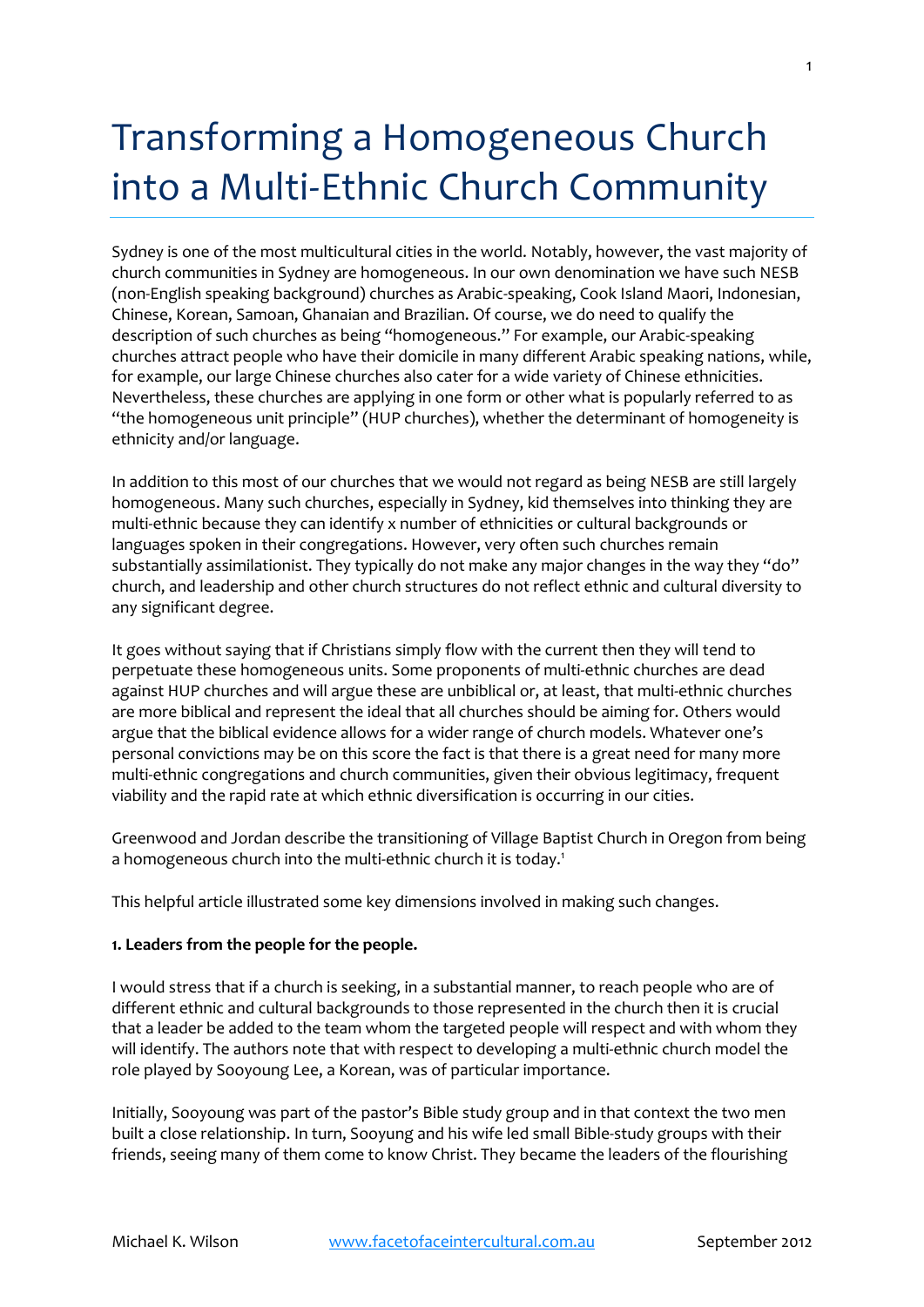# Transforming a Homogeneous Church into a Multi-Ethnic Church Community

Sydney is one of the most multicultural cities in the world. Notably, however, the vast majority of church communities in Sydney are homogeneous. In our own denomination we have such NESB (non-English speaking background) churches as Arabic-speaking, Cook Island Maori, Indonesian, Chinese, Korean, Samoan, Ghanaian and Brazilian. Of course, we do need to qualify the description of such churches as being "homogeneous." For example, our Arabic-speaking churches attract people who have their domicile in many different Arabic speaking nations, while, for example, our large Chinese churches also cater for a wide variety of Chinese ethnicities. Nevertheless, these churches are applying in one form or other what is popularly referred to as "the homogeneous unit principle" (HUP churches), whether the determinant of homogeneity is ethnicity and/or language.

In addition to this most of our churches that we would not regard as being NESB are still largely homogeneous. Many such churches, especially in Sydney, kid themselves into thinking they are multi-ethnic because they can identify x number of ethnicities or cultural backgrounds or languages spoken in their congregations. However, very often such churches remain substantially assimilationist. They typically do not make any major changes in the way they "do" church, and leadership and other church structures do not reflect ethnic and cultural diversity to any significant degree.

It goes without saying that if Christians simply flow with the current then they will tend to perpetuate these homogeneous units. Some proponents of multi-ethnic churches are dead against HUP churches and will argue these are unbiblical or, at least, that multi-ethnic churches are more biblical and represent the ideal that all churches should be aiming for. Others would argue that the biblical evidence allows for a wider range of church models. Whatever one's personal convictions may be on this score the fact is that there is a great need for many more multi-ethnic congregations and church communities, given their obvious legitimacy, frequent viability and the rapid rate at which ethnic diversification is occurring in our cities.

Greenwood and Jordan describe the transitioning of Village Baptist Church in Oregon from being a homogeneous church into the multi-ethnic church it is today.[1]

This helpful article illustrated some key dimensions involved in making such changes.

**1. Leaders from the people for the people.**

I would stress that if a church is seeking, in a substantial manner, to reach people who are of different ethnic and cultural backgrounds to those represented in the church then it is crucial that a leader be added to the team whom the targeted people will respect and with whom they will identify. The authors note that with respect to developing a multi-ethnic church model the role played by Sooyoung Lee, a Korean, was of particular importance.

Initially, Sooyoung was part of the pastor's Bible study group and in that context the two men built a close relationship. In turn, Sooyung and his wife led small Bible-study groups with their friends, seeing many of them come to know Christ. They became the leaders of the flourishing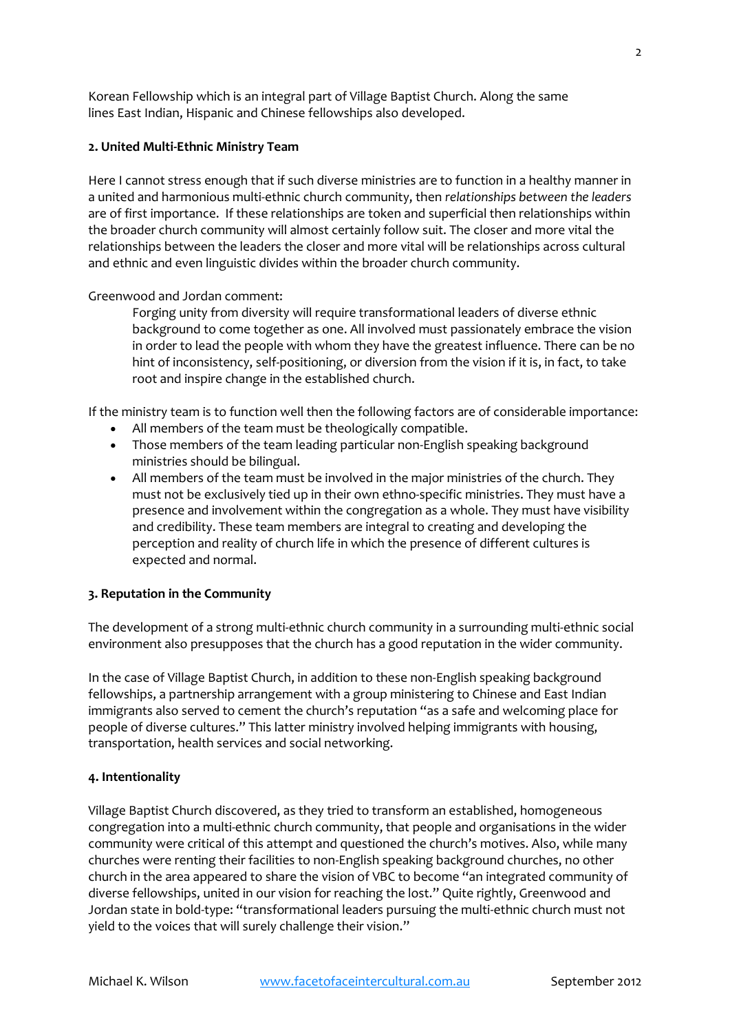Korean Fellowship which is an integral part of Village Baptist Church. Along the same lines East Indian, Hispanic and Chinese fellowships also developed.

**2. United Multi-Ethnic Ministry Team**

Here I cannot stress enough that if such diverse ministries are to function in a healthy manner in a united and harmonious multi-ethnic church community, then *relationships between the leaders* are of first importance. If these relationships are token and superficial then relationships within the broader church community will almost certainly follow suit. The closer and more vital the relationships between the leaders the closer and more vital will be relationships across cultural and ethnic and even linguistic divides within the broader church community.

Greenwood and Jordan comment:

> Forging unity from diversity will require transformational leaders of diverse ethnic background to come together as one. All involved must passionately embrace the vision in order to lead the people with whom they have the greatest influence. There can be no hint of inconsistency, self-positioning, or diversion from the vision if it is, in fact, to take root and inspire change in the established church.

If the ministry team is to function well then the following factors are of considerable importance:

- All members of the team must be theologically compatible.
- Those members of the team leading particular non-English speaking background ministries should be bilingual.
- All members of the team must be involved in the major ministries of the church. They must not be exclusively tied up in their own ethno-specific ministries. They must have a presence and involvement within the congregation as a whole. They must have visibility and credibility. These team members are integral to creating and developing the perception and reality of church life in which the presence of different cultures is expected and normal.

**3. Reputation in the Community**

The development of a strong multi-ethnic church community in a surrounding multi-ethnic social environment also presupposes that the church has a good reputation in the wider community.

In the case of Village Baptist Church, in addition to these non-English speaking background fellowships, a partnership arrangement with a group ministering to Chinese and East Indian immigrants also served to cement the church's reputation "as a safe and welcoming place for people of diverse cultures." This latter ministry involved helping immigrants with housing, transportation, health services and social networking.

**4. Intentionality**

Village Baptist Church discovered, as they tried to transform an established, homogeneous congregation into a multi-ethnic church community, that people and organisations in the wider community were critical of this attempt and questioned the church's motives. Also, while many churches were renting their facilities to non-English speaking background churches, no other church in the area appeared to share the vision of VBC to become "an integrated community of diverse fellowships, united in our vision for reaching the lost." Quite rightly, Greenwood and Jordan state in bold-type: "transformational leaders pursuing the multi-ethnic church must not yield to the voices that will surely challenge their vision."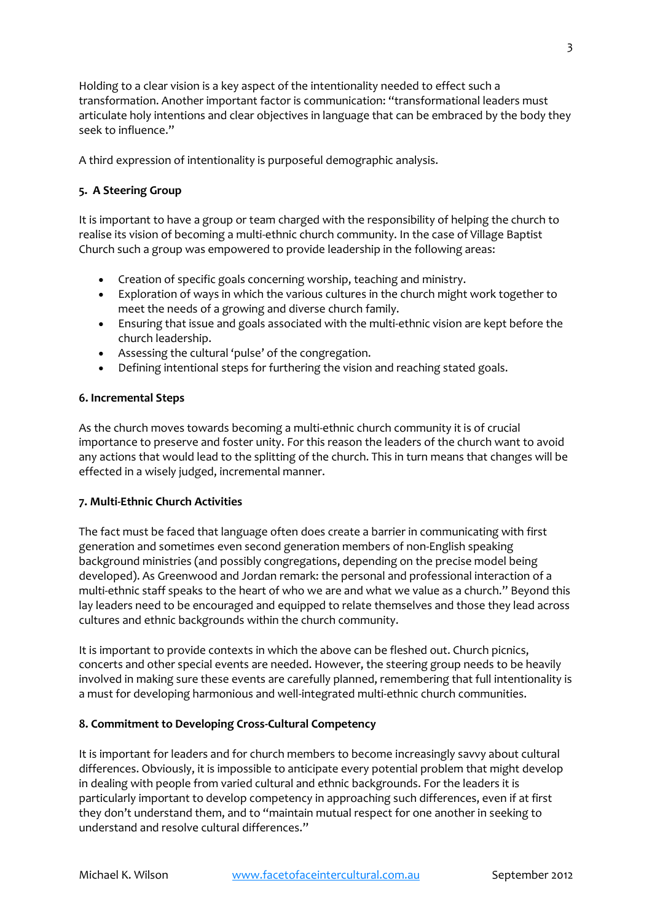Holding to a clear vision is a key aspect of the intentionality needed to effect such a transformation. Another important factor is communication: "transformational leaders must articulate holy intentions and clear objectives in language that can be embraced by the body they seek to influence."

A third expression of intentionality is purposeful demographic analysis.

**5. A Steering Group**

It is important to have a group or team charged with the responsibility of helping the church to realise its vision of becoming a multi-ethnic church community. In the case of Village Baptist Church such a group was empowered to provide leadership in the following areas:

- Creation of specific goals concerning worship, teaching and ministry.
- Exploration of ways in which the various cultures in the church might work together to meet the needs of a growing and diverse church family.
- Ensuring that issue and goals associated with the multi-ethnic vision are kept before the church leadership.
- Assessing the cultural 'pulse' of the congregation.
- Defining intentional steps for furthering the vision and reaching stated goals.

**6. Incremental Steps**

As the church moves towards becoming a multi-ethnic church community it is of crucial importance to preserve and foster unity. For this reason the leaders of the church want to avoid any actions that would lead to the splitting of the church. This in turn means that changes will be effected in a wisely judged, incremental manner.

**7. Multi-Ethnic Church Activities**

The fact must be faced that language often does create a barrier in communicating with first generation and sometimes even second generation members of non-English speaking background ministries (and possibly congregations, depending on the precise model being developed). As Greenwood and Jordan remark: the personal and professional interaction of a multi-ethnic staff speaks to the heart of who we are and what we value as a church." Beyond this lay leaders need to be encouraged and equipped to relate themselves and those they lead across cultures and ethnic backgrounds within the church community.

It is important to provide contexts in which the above can be fleshed out. Church picnics, concerts and other special events are needed. However, the steering group needs to be heavily involved in making sure these events are carefully planned, remembering that full intentionality is a must for developing harmonious and well-integrated multi-ethnic church communities.

**8. Commitment to Developing Cross-Cultural Competency**

It is important for leaders and for church members to become increasingly savvy about cultural differences. Obviously, it is impossible to anticipate every potential problem that might develop in dealing with people from varied cultural and ethnic backgrounds. For the leaders it is particularly important to develop competency in approaching such differences, even if at first they don't understand them, and to "maintain mutual respect for one another in seeking to understand and resolve cultural differences."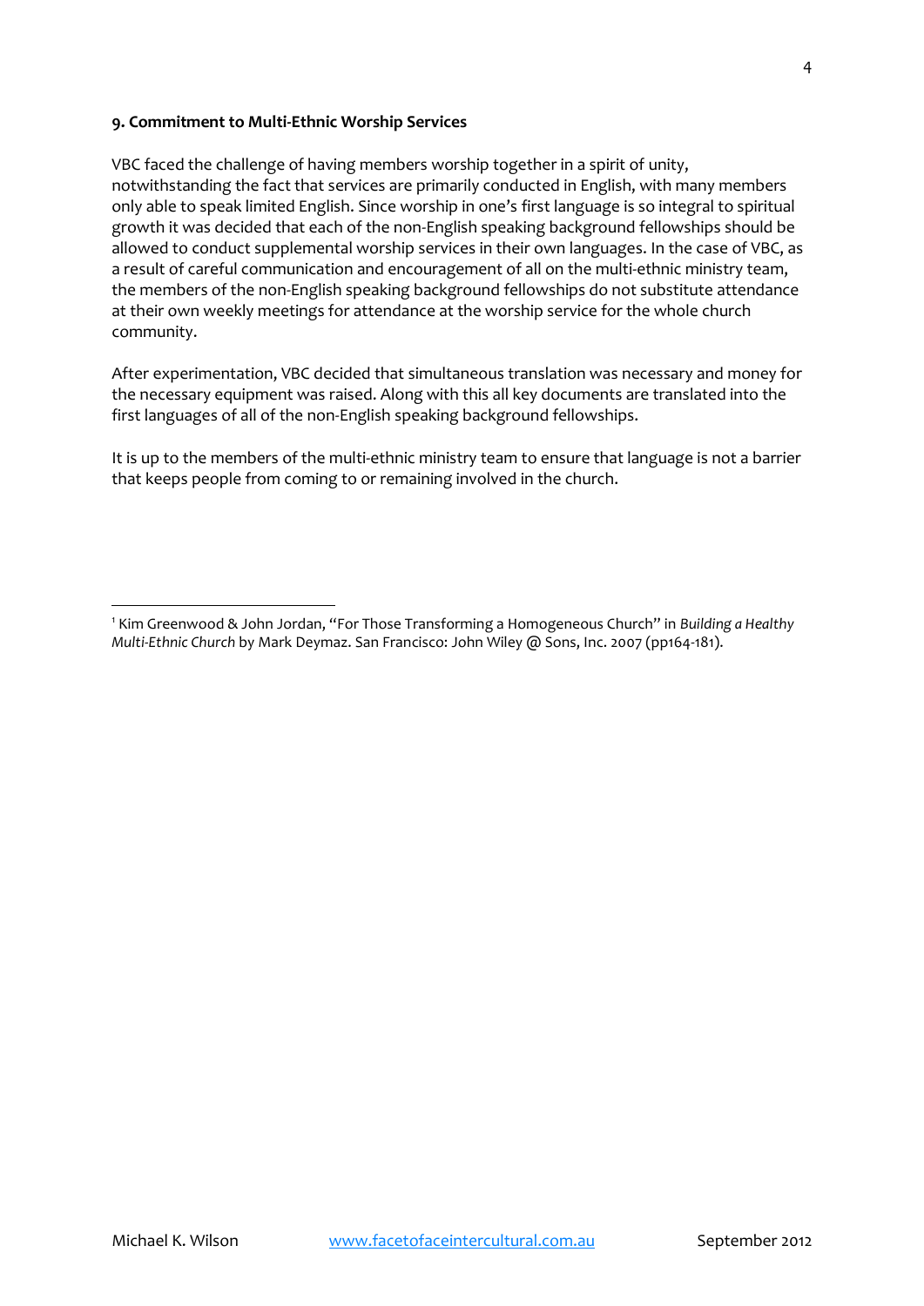**9. Commitment to Multi-Ethnic Worship Services**

VBC faced the challenge of having members worship together in a spirit of unity, notwithstanding the fact that services are primarily conducted in English, with many members only able to speak limited English. Since worship in one's first language is so integral to spiritual growth it was decided that each of the non-English speaking background fellowships should be allowed to conduct supplemental worship services in their own languages. In the case of VBC, as a result of careful communication and encouragement of all on the multi-ethnic ministry team, the members of the non-English speaking background fellowships do not substitute attendance at their own weekly meetings for attendance at the worship service for the whole church community.

After experimentation, VBC decided that simultaneous translation was necessary and money for the necessary equipment was raised. Along with this all key documents are translated into the first languages of all of the non-English speaking background fellowships.

It is up to the members of the multi-ethnic ministry team to ensure that language is not a barrier that keeps people from coming to or remaining involved in the church.

---

[1] Kim Greenwood & John Jordan, "For Those Transforming a Homogeneous Church" in *Building a Healthy Multi-Ethnic Church* by Mark Deymaz. San Francisco: John Wiley @ Sons, Inc. 2007 (pp164-181).